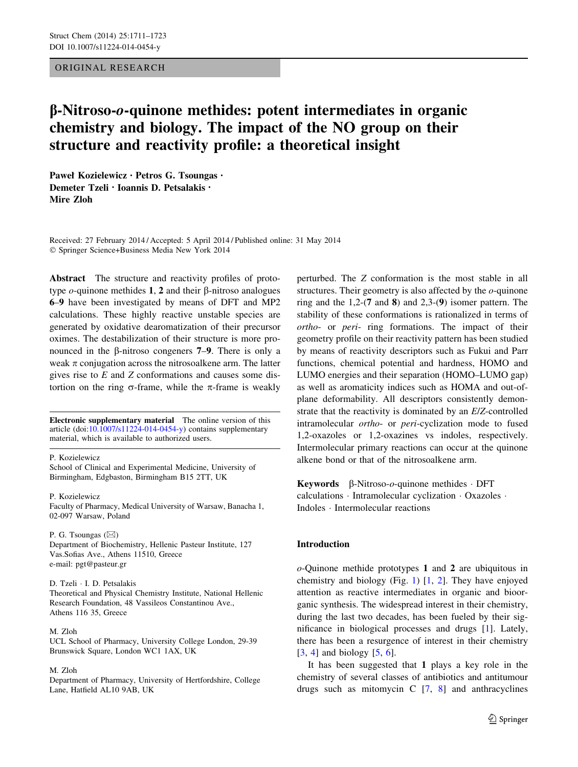ORIGINAL RESEARCH

# β-Nitroso-*o*-quinone methides: potent intermediates in organic chemistry and biology. The impact of the NO group on their structure and reactivity profile: a theoretical insight

**Paweł Kozielewicz · Petros G. Tsoungas · Demeter Tzeli · Ioannis D. Petsalakis · Mire Zloh**

Received: 27 February 2014 / Accepted: 5 April 2014 / Published online: 31 May 2014
© Springer Science+Business Media New York 2014

**Abstract** The structure and reactivity profiles of prototype *o*-quinone methides **1**, **2** and their β-nitroso analogues **6**–**9** have been investigated by means of DFT and MP2 calculations. These highly reactive unstable species are generated by oxidative dearomatization of their precursor oximes. The destabilization of their structure is more pronounced in the β-nitroso congeners **7**–**9**. There is only a weak π conjugation across the nitrosoalkene arm. The latter gives rise to *E* and *Z* conformations and causes some distortion on the ring σ-frame, while the π-frame is weakly perturbed. The *Z* conformation is the most stable in all structures. Their geometry is also affected by the *o*-quinone ring and the 1,2-(**7** and **8**) and 2,3-(**9**) isomer pattern. The stability of these conformations is rationalized in terms of *ortho*- or *peri*- ring formations. The impact of their geometry profile on their reactivity pattern has been studied by means of reactivity descriptors such as Fukui and Parr functions, chemical potential and hardness, HOMO and LUMO energies and their separation (HOMO–LUMO gap) as well as aromaticity indices such as HOMA and out-of-plane deformability. All descriptors consistently demonstrate that the reactivity is dominated by an *E*/*Z*-controlled intramolecular *ortho*- or *peri*-cyclization mode to fused 1,2-oxazoles or 1,2-oxazines vs indoles, respectively. Intermolecular primary reactions can occur at the quinone alkene bond or that of the nitrosoalkene arm.

**Keywords** β-Nitroso-*o*-quinone methides · DFT calculations · Intramolecular cyclization · Oxazoles · Indoles · Intermolecular reactions

**Electronic supplementary material** The online version of this article (doi:10.1007/s11224-014-0454-y) contains supplementary material, which is available to authorized users.

P. Kozielewicz
School of Clinical and Experimental Medicine, University of Birmingham, Edgbaston, Birmingham B15 2TT, UK

P. Kozielewicz
Faculty of Pharmacy, Medical University of Warsaw, Banacha 1, 02-097 Warsaw, Poland

P. G. Tsoungas (✉)
Department of Biochemistry, Hellenic Pasteur Institute, 127 Vas.Sofias Ave., Athens 11510, Greece
e-mail: pgt@pasteur.gr

D. Tzeli · I. D. Petsalakis
Theoretical and Physical Chemistry Institute, National Hellenic Research Foundation, 48 Vassileos Constantinou Ave., Athens 116 35, Greece

M. Zloh
UCL School of Pharmacy, University College London, 29-39 Brunswick Square, London WC1 1AX, UK

M. Zloh
Department of Pharmacy, University of Hertfordshire, College Lane, Hatfield AL10 9AB, UK

## Introduction

*o*-Quinone methide prototypes **1** and **2** are ubiquitous in chemistry and biology (Fig. 1) [1, 2]. They have enjoyed attention as reactive intermediates in organic and bioorganic synthesis. The widespread interest in their chemistry, during the last two decades, has been fueled by their significance in biological processes and drugs [1]. Lately, there has been a resurgence of interest in their chemistry [3, 4] and biology [5, 6].

It has been suggested that **1** plays a key role in the chemistry of several classes of antibiotics and antitumour drugs such as mitomycin C [7, 8] and anthracyclines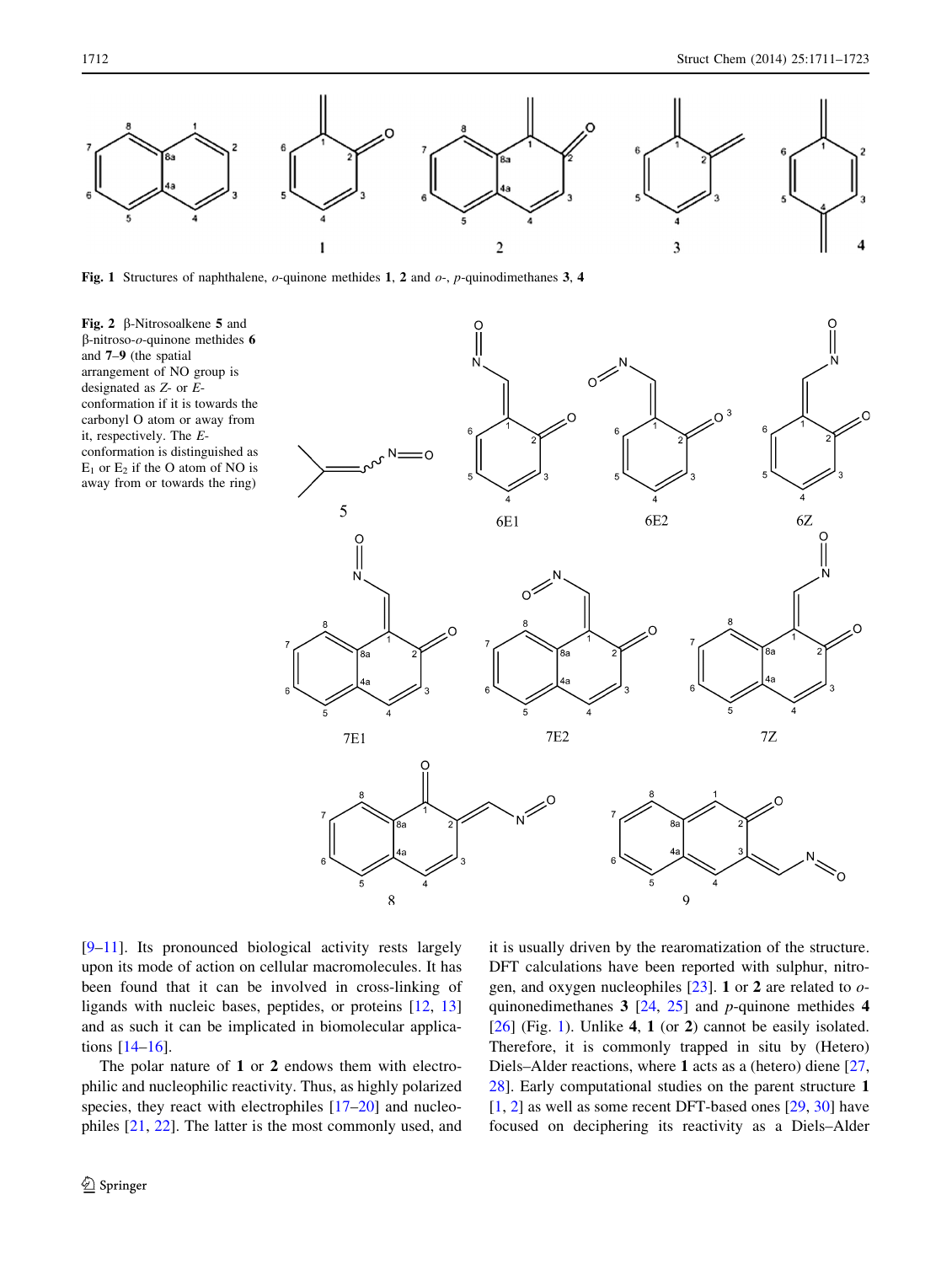**Fig. 1** Structures of naphthalene, *o*-quinone methides **1**, **2** and *o*-, *p*-quinodimethanes **3**, **4**

**Fig. 2** β-Nitrosoalkene **5** and β-nitroso-*o*-quinone methides **6** and **7**–**9** (the spatial arrangement of NO group is designated as *Z*- or *E*-conformation if it is towards the carbonyl O atom or away from it, respectively. The *E*-conformation is distinguished as $E_1$ or $E_2$ if the O atom of NO is away from or towards the ring)

[9–11]. Its pronounced biological activity rests largely upon its mode of action on cellular macromolecules. It has been found that it can be involved in cross-linking of ligands with nucleic bases, peptides, or proteins [12, 13] and as such it can be implicated in biomolecular applications [14–16].

The polar nature of **1** or **2** endows them with electrophilic and nucleophilic reactivity. Thus, as highly polarized species, they react with electrophiles [17–20] and nucleophiles [21, 22]. The latter is the most commonly used, and it is usually driven by the rearomatization of the structure. DFT calculations have been reported with sulphur, nitrogen, and oxygen nucleophiles [23]. **1** or **2** are related to *o*-quinonedimethanes **3** [24, 25] and *p*-quinone methides **4** [26] (Fig. 1). Unlike **4**, **1** (or **2**) cannot be easily isolated. Therefore, it is commonly trapped in situ by (Hetero) Diels–Alder reactions, where **1** acts as a (hetero) diene [27, 28]. Early computational studies on the parent structure **1** [1, 2] as well as some recent DFT-based ones [29, 30] have focused on deciphering its reactivity as a Diels–Alder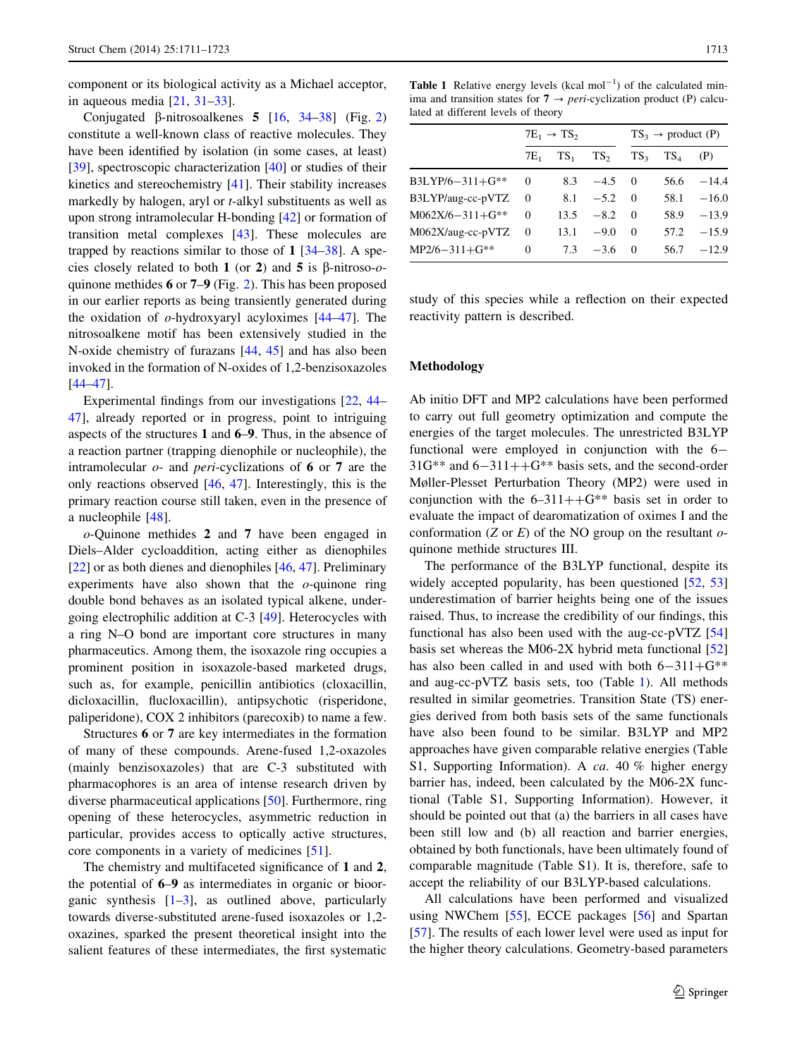component or its biological activity as a Michael acceptor, in aqueous media [21, 31–33].

Conjugated β-nitrosoalkenes **5** [16, 34–38] (Fig. 2) constitute a well-known class of reactive molecules. They have been identified by isolation (in some cases, at least) [39], spectroscopic characterization [40] or studies of their kinetics and stereochemistry [41]. Their stability increases markedly by halogen, aryl or *t*-alkyl substituents as well as upon strong intramolecular H-bonding [42] or formation of transition metal complexes [43]. These molecules are trapped by reactions similar to those of **1** [34–38]. A species closely related to both **1** (or **2**) and **5** is β-nitroso-*o*-quinone methides **6** or **7–9** (Fig. 2). This has been proposed in our earlier reports as being transiently generated during the oxidation of *o*-hydroxyaryl acyloximes [44–47]. The nitrosoalkene motif has been extensively studied in the N-oxide chemistry of furazans [44, 45] and has also been invoked in the formation of N-oxides of 1,2-benzisoxazoles [44–47].

Experimental findings from our investigations [22, 44–47], already reported or in progress, point to intriguing aspects of the structures **1** and **6–9**. Thus, in the absence of a reaction partner (trapping dienophile or nucleophile), the intramolecular *o*- and *peri*-cyclizations of **6** or **7** are the only reactions observed [46, 47]. Interestingly, this is the primary reaction course still taken, even in the presence of a nucleophile [48].

*o*-Quinone methides **2** and **7** have been engaged in Diels–Alder cycloaddition, acting either as dienophiles [22] or as both dienes and dienophiles [46, 47]. Preliminary experiments have also shown that the *o*-quinone ring double bond behaves as an isolated typical alkene, undergoing electrophilic addition at C-3 [49]. Heterocycles with a ring N–O bond are important core structures in many pharmaceutics. Among them, the isoxazole ring occupies a prominent position in isoxazole-based marketed drugs, such as, for example, penicillin antibiotics (cloxacillin, dicloxacillin, flucloxacillin), antipsychotic (risperidone, paliperidone), COX 2 inhibitors (parecoxib) to name a few.

Structures **6** or **7** are key intermediates in the formation of many of these compounds. Arene-fused 1,2-oxazoles (mainly benzisoxazoles) that are C-3 substituted with pharmacophores is an area of intense research driven by diverse pharmaceutical applications [50]. Furthermore, ring opening of these heterocycles, asymmetric reduction in particular, provides access to optically active structures, core components in a variety of medicines [51].

The chemistry and multifaceted significance of **1** and **2**, the potential of **6–9** as intermediates in organic or bioorganic synthesis [1–3], as outlined above, particularly towards diverse-substituted arene-fused isoxazoles or 1,2-oxazines, sparked the present theoretical insight into the salient features of these intermediates, the first systematic study of this species while a reflection on their expected reactivity pattern is described.

**Table 1** Relative energy levels (kcal mol$^{-1}$) of the calculated minima and transition states for **7** → *peri*-cyclization product (P) calculated at different levels of theory

| | $7E_1$ → $TS_2$ | | | $TS_3$ → product (P) | | |
|---|---|---|---|---|---|---|
| | $7E_1$ | $TS_1$ | $TS_2$ | $TS_3$ | $TS_4$ | (P) |
| B3LYP/6−311+G** | 0 | 8.3 | −4.5 | 0 | 56.6 | −14.4 |
| B3LYP/aug-cc-pVTZ | 0 | 8.1 | −5.2 | 0 | 58.1 | −16.0 |
| M062X/6−311+G** | 0 | 13.5 | −8.2 | 0 | 58.9 | −13.9 |
| M062X/aug-cc-pVTZ | 0 | 13.1 | −9.0 | 0 | 57.2 | −15.9 |
| MP2/6−311+G** | 0 | 7.3 | −3.6 | 0 | 56.7 | −12.9 |

## Methodology

Ab initio DFT and MP2 calculations have been performed to carry out full geometry optimization and compute the energies of the target molecules. The unrestricted B3LYP functional were employed in conjunction with the 6−31G** and 6−311++G** basis sets, and the second-order Møller-Plesset Perturbation Theory (MP2) were used in conjunction with the 6–311++G** basis set in order to evaluate the impact of dearomatization of oximes I and the conformation (*Z* or *E*) of the NO group on the resultant *o*-quinone methide structures III.

The performance of the B3LYP functional, despite its widely accepted popularity, has been questioned [52, 53] underestimation of barrier heights being one of the issues raised. Thus, to increase the credibility of our findings, this functional has also been used with the aug-cc-pVTZ [54] basis set whereas the M06-2X hybrid meta functional [52] has also been called in and used with both 6−311+G** and aug-cc-pVTZ basis sets, too (Table 1). All methods resulted in similar geometries. Transition State (TS) energies derived from both basis sets of the same functionals have also been found to be similar. B3LYP and MP2 approaches have given comparable relative energies (Table S1, Supporting Information). A *ca.* 40 % higher energy barrier has, indeed, been calculated by the M06-2X functional (Table S1, Supporting Information). However, it should be pointed out that (a) the barriers in all cases have been still low and (b) all reaction and barrier energies, obtained by both functionals, have been ultimately found of comparable magnitude (Table S1). It is, therefore, safe to accept the reliability of our B3LYP-based calculations.

All calculations have been performed and visualized using NWChem [55], ECCE packages [56] and Spartan [57]. The results of each lower level were used as input for the higher theory calculations. Geometry-based parameters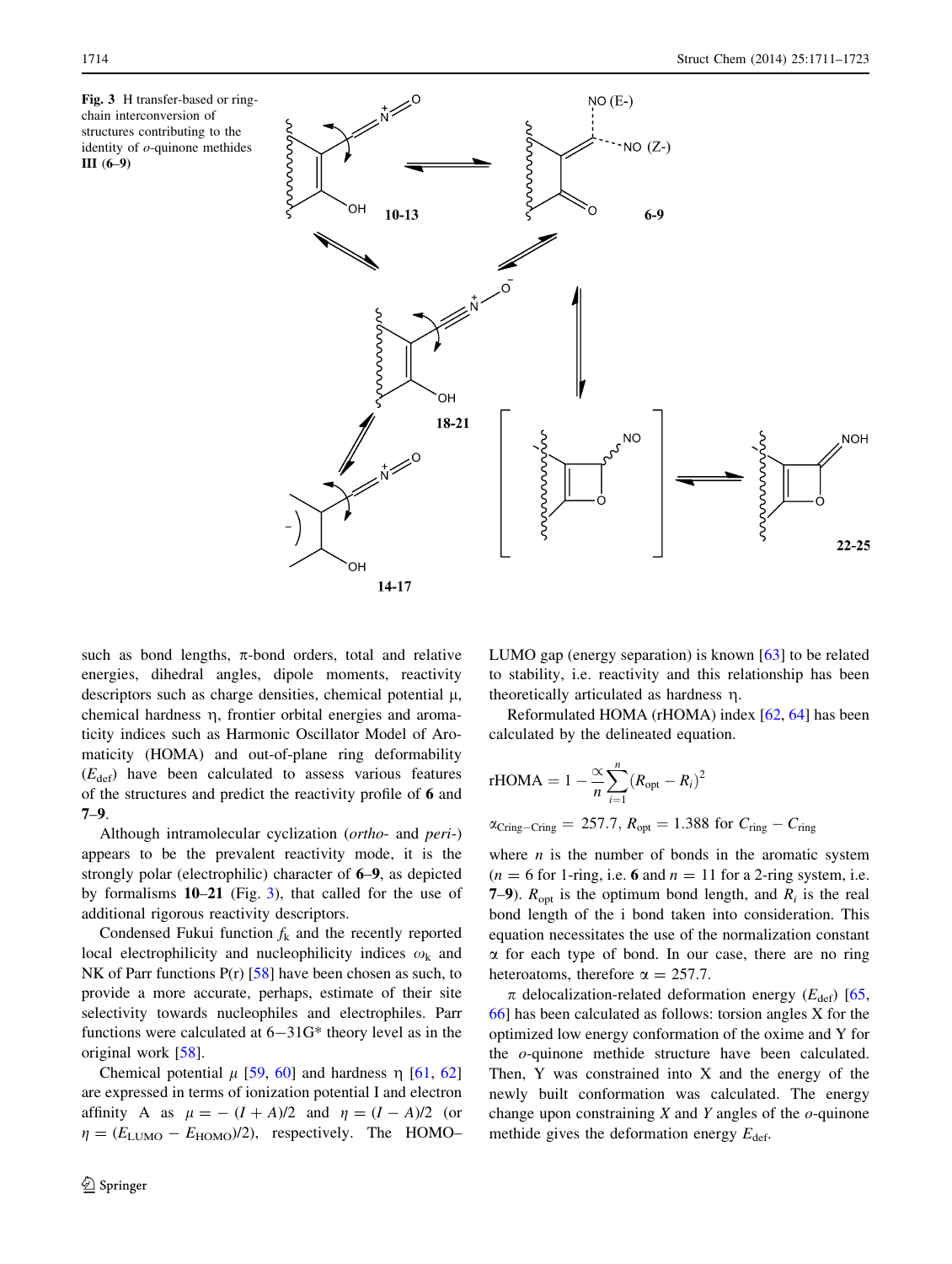**Fig. 3** H transfer-based or ring-chain interconversion of structures contributing to the identity of *o*-quinone methides **III** (**6**–**9**)

such as bond lengths, π-bond orders, total and relative energies, dihedral angles, dipole moments, reactivity descriptors such as charge densities, chemical potential μ, chemical hardness η, frontier orbital energies and aromaticity indices such as Harmonic Oscillator Model of Aromaticity (HOMA) and out-of-plane ring deformability ($E_{\text{def}}$) have been calculated to assess various features of the structures and predict the reactivity profile of **6** and **7**–**9**.

Although intramolecular cyclization (*ortho*- and *peri*-) appears to be the prevalent reactivity mode, it is the strongly polar (electrophilic) character of **6**–**9**, as depicted by formalisms **10**–**21** (Fig. 3), that called for the use of additional rigorous reactivity descriptors.

Condensed Fukui function $f_k$ and the recently reported local electrophilicity and nucleophilicity indices $\omega_k$ and NK of Parr functions P(r) [58] have been chosen as such, to provide a more accurate, perhaps, estimate of their site selectivity towards nucleophiles and electrophiles. Parr functions were calculated at 6−31G* theory level as in the original work [58].

Chemical potential $\mu$ [59, 60] and hardness η [61, 62] are expressed in terms of ionization potential I and electron affinity A as $\mu = -(I + A)/2$ and $\eta = (I - A)/2$ (or $\eta = (E_{\text{LUMO}} - E_{\text{HOMO}})/2$), respectively. The HOMO–LUMO gap (energy separation) is known [63] to be related to stability, i.e. reactivity and this relationship has been theoretically articulated as hardness η.

Reformulated HOMA (rHOMA) index [62, 64] has been calculated by the delineated equation.

$$\text{rHOMA} = 1 - \frac{\alpha}{n}\sum_{i=1}^{n}\left(R_{\text{opt}} - R_i\right)^2$$

$$\alpha_{\text{Cring}-\text{Cring}} = 257.7,\ R_{\text{opt}} = 1.388 \text{ for } C_{\text{ring}} - C_{\text{ring}}$$

where $n$ is the number of bonds in the aromatic system ($n = 6$ for 1-ring, i.e. **6** and $n = 11$ for a 2-ring system, i.e. **7**–**9**). $R_{\text{opt}}$ is the optimum bond length, and $R_i$ is the real bond length of the i bond taken into consideration. This equation necessitates the use of the normalization constant α for each type of bond. In our case, there are no ring heteroatoms, therefore α = 257.7.

π delocalization-related deformation energy ($E_{\text{def}}$) [65, 66] has been calculated as follows: torsion angles X for the optimized low energy conformation of the oxime and Y for the *o*-quinone methide structure have been calculated. Then, Y was constrained into X and the energy of the newly built conformation was calculated. The energy change upon constraining *X* and *Y* angles of the *o*-quinone methide gives the deformation energy $E_{\text{def}}$.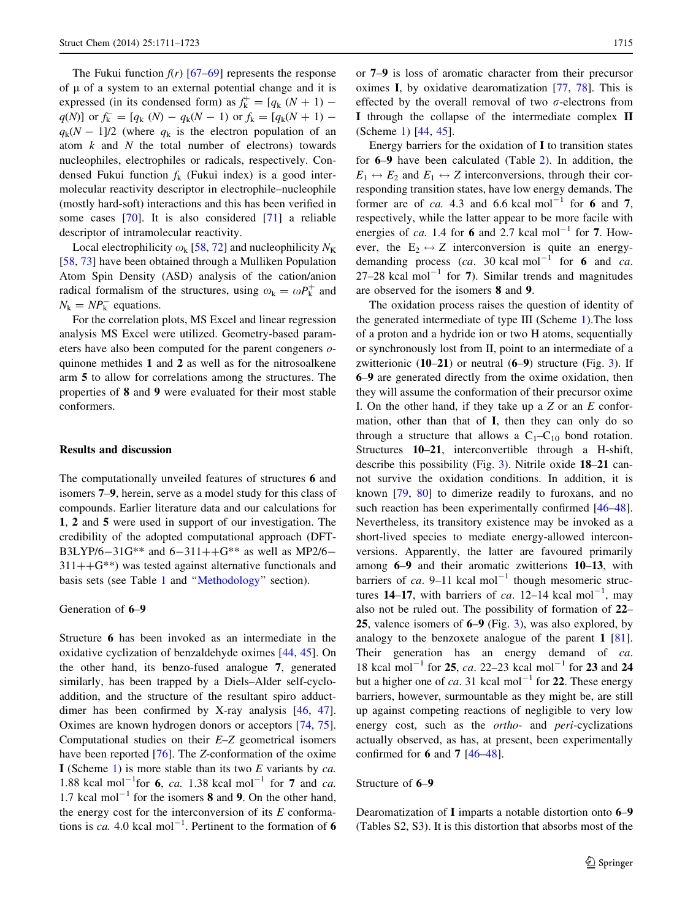The Fukui function $f(r)$ [67–69] represents the response of μ of a system to an external potential change and it is expressed (in its condensed form) as $f_k^+ = [q_k(N+1) - q(N)]$ or $f_k^- = [q_k(N) - q_k(N-1)$ or $f_k = [q_k(N+1) - q_k(N-1)]/2$ (where $q_k$ is the electron population of an atom $k$ and $N$ the total number of electrons) towards nucleophiles, electrophiles or radicals, respectively. Condensed Fukui function $f_k$ (Fukui index) is a good intermolecular reactivity descriptor in electrophile–nucleophile (mostly hard-soft) interactions and this has been verified in some cases [70]. It is also considered [71] a reliable descriptor of intramolecular reactivity.

Local electrophilicity $\omega_k$ [58, 72] and nucleophilicity $N_K$ [58, 73] have been obtained through a Mulliken Population Atom Spin Density (ASD) analysis of the cation/anion radical formalism of the structures, using $\omega_k = \omega P_k^+$ and $N_k = NP_k^-$ equations.

For the correlation plots, MS Excel and linear regression analysis MS Excel were utilized. Geometry-based parameters have also been computed for the parent congeners *o*-quinone methides **1** and **2** as well as for the nitrosoalkene arm **5** to allow for correlations among the structures. The properties of **8** and **9** were evaluated for their most stable conformers.

## Results and discussion

The computationally unveiled features of structures **6** and isomers **7–9**, herein, serve as a model study for this class of compounds. Earlier literature data and our calculations for **1**, **2** and **5** were used in support of our investigation. The credibility of the adopted computational approach (DFT-B3LYP/6−31G** and 6−311++G** as well as MP2/6−311++G**) was tested against alternative functionals and basis sets (see Table 1 and "Methodology" section).

### Generation of 6–9

Structure **6** has been invoked as an intermediate in the oxidative cyclization of benzaldehyde oximes [44, 45]. On the other hand, its benzo-fused analogue **7**, generated similarly, has been trapped by a Diels–Alder self-cycloaddition, and the structure of the resultant spiro adduct-dimer has been confirmed by X-ray analysis [46, 47]. Oximes are known hydrogen donors or acceptors [74, 75]. Computational studies on their *E*–*Z* geometrical isomers have been reported [76]. The *Z*-conformation of the oxime **I** (Scheme 1) is more stable than its two *E* variants by *ca.* 1.88 kcal mol$^{-1}$for **6**, *ca.* 1.38 kcal mol$^{-1}$ for **7** and *ca.* 1.7 kcal mol$^{-1}$ for the isomers **8** and **9**. On the other hand, the energy cost for the interconversion of its *E* conformations is *ca.* 4.0 kcal mol$^{-1}$. Pertinent to the formation of **6** or **7–9** is loss of aromatic character from their precursor oximes **I**, by oxidative dearomatization [77, 78]. This is effected by the overall removal of two σ-electrons from **I** through the collapse of the intermediate complex **II** (Scheme 1) [44, 45].

Energy barriers for the oxidation of **I** to transition states for **6–9** have been calculated (Table 2). In addition, the $E_1 \leftrightarrow E_2$ and $E_1 \leftrightarrow Z$ interconversions, through their corresponding transition states, have low energy demands. The former are of *ca.* 4.3 and 6.6 kcal mol$^{-1}$ for **6** and **7**, respectively, while the latter appear to be more facile with energies of *ca.* 1.4 for **6** and 2.7 kcal mol$^{-1}$ for **7**. However, the $E_2 \leftrightarrow Z$ interconversion is quite an energy-demanding process (*ca.* 30 kcal mol$^{-1}$ for **6** and *ca.* 27–28 kcal mol$^{-1}$ for **7**). Similar trends and magnitudes are observed for the isomers **8** and **9**.

The oxidation process raises the question of identity of the generated intermediate of type III (Scheme 1).The loss of a proton and a hydride ion or two H atoms, sequentially or synchronously lost from II, point to an intermediate of a zwitterionic (**10–21**) or neutral (**6–9**) structure (Fig. 3). If **6–9** are generated directly from the oxime oxidation, then they will assume the conformation of their precursor oxime I. On the other hand, if they take up a *Z* or an *E* conformation, other than that of **I**, then they can only do so through a structure that allows a $C_1$–$C_{10}$ bond rotation. Structures **10–21**, interconvertible through a H-shift, describe this possibility (Fig. 3). Nitrile oxide **18–21** cannot survive the oxidation conditions. In addition, it is known [79, 80] to dimerize readily to furoxans, and no such reaction has been experimentally confirmed [46–48]. Nevertheless, its transitory existence may be invoked as a short-lived species to mediate energy-allowed interconversions. Apparently, the latter are favoured primarily among **6–9** and their aromatic zwitterions **10–13**, with barriers of *ca.* 9–11 kcal mol$^{-1}$ though mesomeric structures **14–17**, with barriers of *ca.* 12–14 kcal mol$^{-1}$, may also not be ruled out. The possibility of formation of **22–25**, valence isomers of **6–9** (Fig. 3), was also explored, by analogy to the benzoxete analogue of the parent **1** [81]. Their generation has an energy demand of *ca.* 18 kcal mol$^{-1}$ for **25**, *ca.* 22–23 kcal mol$^{-1}$ for **23** and **24** but a higher one of *ca.* 31 kcal mol$^{-1}$ for **22**. These energy barriers, however, surmountable as they might be, are still up against competing reactions of negligible to very low energy cost, such as the *ortho*- and *peri*-cyclizations actually observed, as has, at present, been experimentally confirmed for **6** and **7** [46–48].

### Structure of 6–9

Dearomatization of **I** imparts a notable distortion onto **6–9** (Tables S2, S3). It is this distortion that absorbs most of the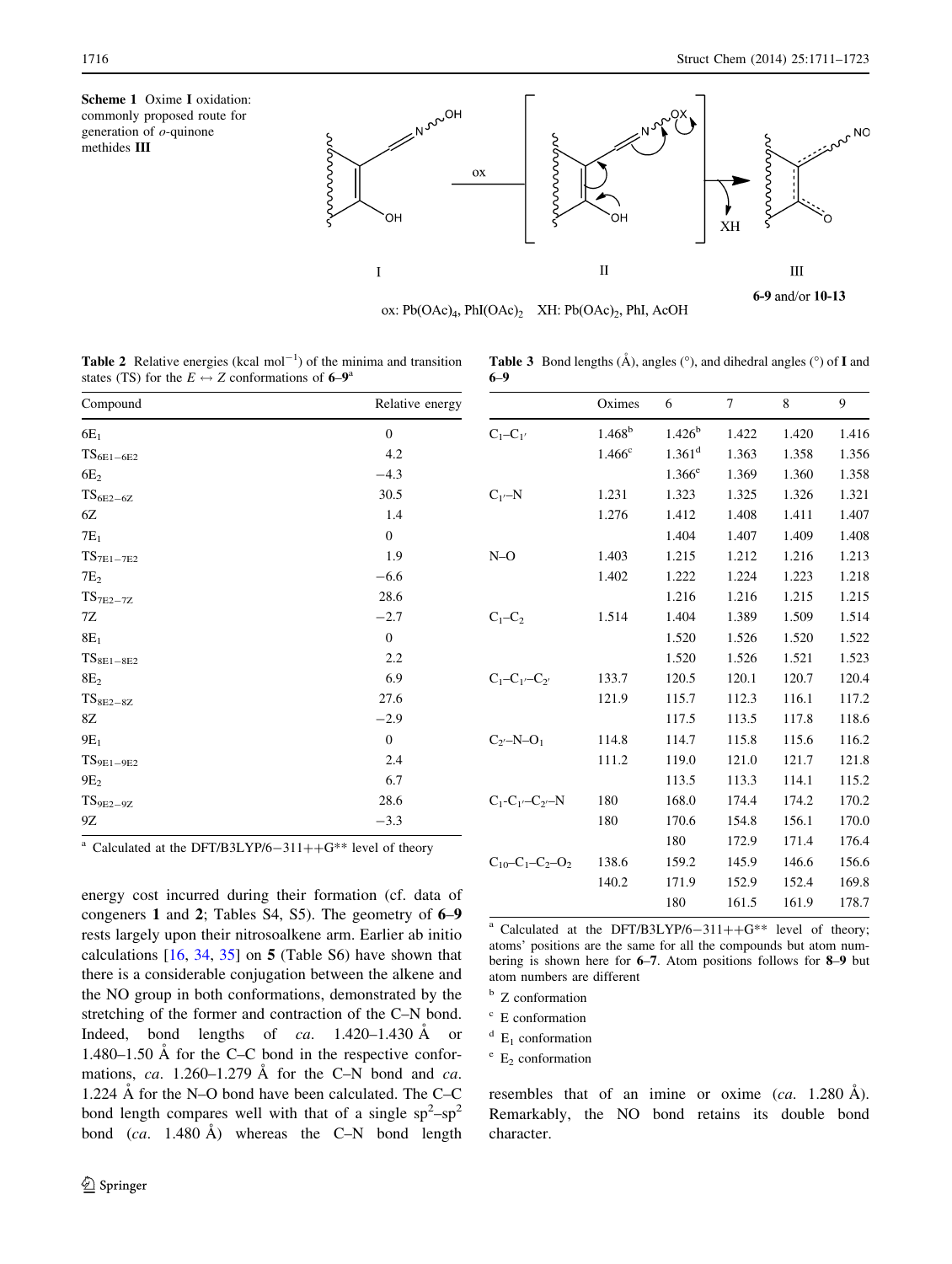**Scheme 1** Oxime **I** oxidation: commonly proposed route for generation of *o*-quinone methides **III**

ox: $Pb(OAc)_4$, $PhI(OAc)_2$ XH: $Pb(OAc)_2$, PhI, AcOH

**6-9** and/or **10-13**

**Table 2** Relative energies (kcal mol$^{-1}$) of the minima and transition states (TS) for the $E \leftrightarrow Z$ conformations of **6–9**[a]

| Compound | Relative energy |
|---|---|
| $6E_1$ | 0 |
| $TS_{6E1-6E2}$ | 4.2 |
| $6E_2$ | −4.3 |
| $TS_{6E2-6Z}$ | 30.5 |
| 6Z | 1.4 |
| $7E_1$ | 0 |
| $TS_{7E1-7E2}$ | 1.9 |
| $7E_2$ | −6.6 |
| $TS_{7E2-7Z}$ | 28.6 |
| 7Z | −2.7 |
| $8E_1$ | 0 |
| $TS_{8E1-8E2}$ | 2.2 |
| $8E_2$ | 6.9 |
| $TS_{8E2-8Z}$ | 27.6 |
| 8Z | −2.9 |
| $9E_1$ | 0 |
| $TS_{9E1-9E2}$ | 2.4 |
| $9E_2$ | 6.7 |
| $TS_{9E2-9Z}$ | 28.6 |
| 9Z | −3.3 |

[a] Calculated at the DFT/B3LYP/6−311++G** level of theory

**Table 3** Bond lengths (Å), angles (°), and dihedral angles (°) of **I** and **6–9**

| | Oximes | 6 | 7 | 8 | 9 |
|---|---|---|---|---|---|
| $C_1$–$C_{1'}$ | 1.468[b] | 1.426[b] | 1.422 | 1.420 | 1.416 |
| | 1.466[c] | 1.361[d] | 1.363 | 1.358 | 1.356 |
| | | 1.366[e] | 1.369 | 1.360 | 1.358 |
| $C_{1'}$–N | 1.231 | 1.323 | 1.325 | 1.326 | 1.321 |
| | 1.276 | 1.412 | 1.408 | 1.411 | 1.407 |
| | | 1.404 | 1.407 | 1.409 | 1.408 |
| N–O | 1.403 | 1.215 | 1.212 | 1.216 | 1.213 |
| | 1.402 | 1.222 | 1.224 | 1.223 | 1.218 |
| | | 1.216 | 1.216 | 1.215 | 1.215 |
| $C_1$–$C_2$ | 1.514 | 1.404 | 1.389 | 1.509 | 1.514 |
| | | 1.520 | 1.526 | 1.520 | 1.522 |
| | | 1.520 | 1.526 | 1.521 | 1.523 |
| $C_1$–$C_{1'}$–$C_{2'}$ | 133.7 | 120.5 | 120.1 | 120.7 | 120.4 |
| | 121.9 | 115.7 | 112.3 | 116.1 | 117.2 |
| | | 117.5 | 113.5 | 117.8 | 118.6 |
| $C_{2'}$–N–$O_1$ | 114.8 | 114.7 | 115.8 | 115.6 | 116.2 |
| | 111.2 | 119.0 | 121.0 | 121.7 | 121.8 |
| | | 113.5 | 113.3 | 114.1 | 115.2 |
| $C_1$-$C_{1'}$–$C_{2'}$–N | 180 | 168.0 | 174.4 | 174.2 | 170.2 |
| | 180 | 170.6 | 154.8 | 156.1 | 170.0 |
| | | 180 | 172.9 | 171.4 | 176.4 |
| $C_{10}$–$C_1$–$C_2$–$O_2$ | 138.6 | 159.2 | 145.9 | 146.6 | 156.6 |
| | 140.2 | 171.9 | 152.9 | 152.4 | 169.8 |
| | | 180 | 161.5 | 161.9 | 178.7 |

[a] Calculated at the DFT/B3LYP/6−311++G** level of theory; atoms' positions are the same for all the compounds but atom numbering is shown here for **6–7**. Atom positions follows for **8–9** but atom numbers are different

[b] Z conformation

[c] E conformation

[d] $E_1$ conformation

[e] $E_2$ conformation

energy cost incurred during their formation (cf. data of congeners **1** and **2**; Tables S4, S5). The geometry of **6–9** rests largely upon their nitrosoalkene arm. Earlier ab initio calculations [16, 34, 35] on **5** (Table S6) have shown that there is a considerable conjugation between the alkene and the NO group in both conformations, demonstrated by the stretching of the former and contraction of the C–N bond. Indeed, bond lengths of *ca.* 1.420–1.430 Å or 1.480–1.50 Å for the C–C bond in the respective conformations, *ca.* 1.260–1.279 Å for the C–N bond and *ca.* 1.224 Å for the N–O bond have been calculated. The C–C bond length compares well with that of a single $sp^2$–$sp^2$ bond (*ca.* 1.480 Å) whereas the C–N bond length resembles that of an imine or oxime (*ca.* 1.280 Å). Remarkably, the NO bond retains its double bond character.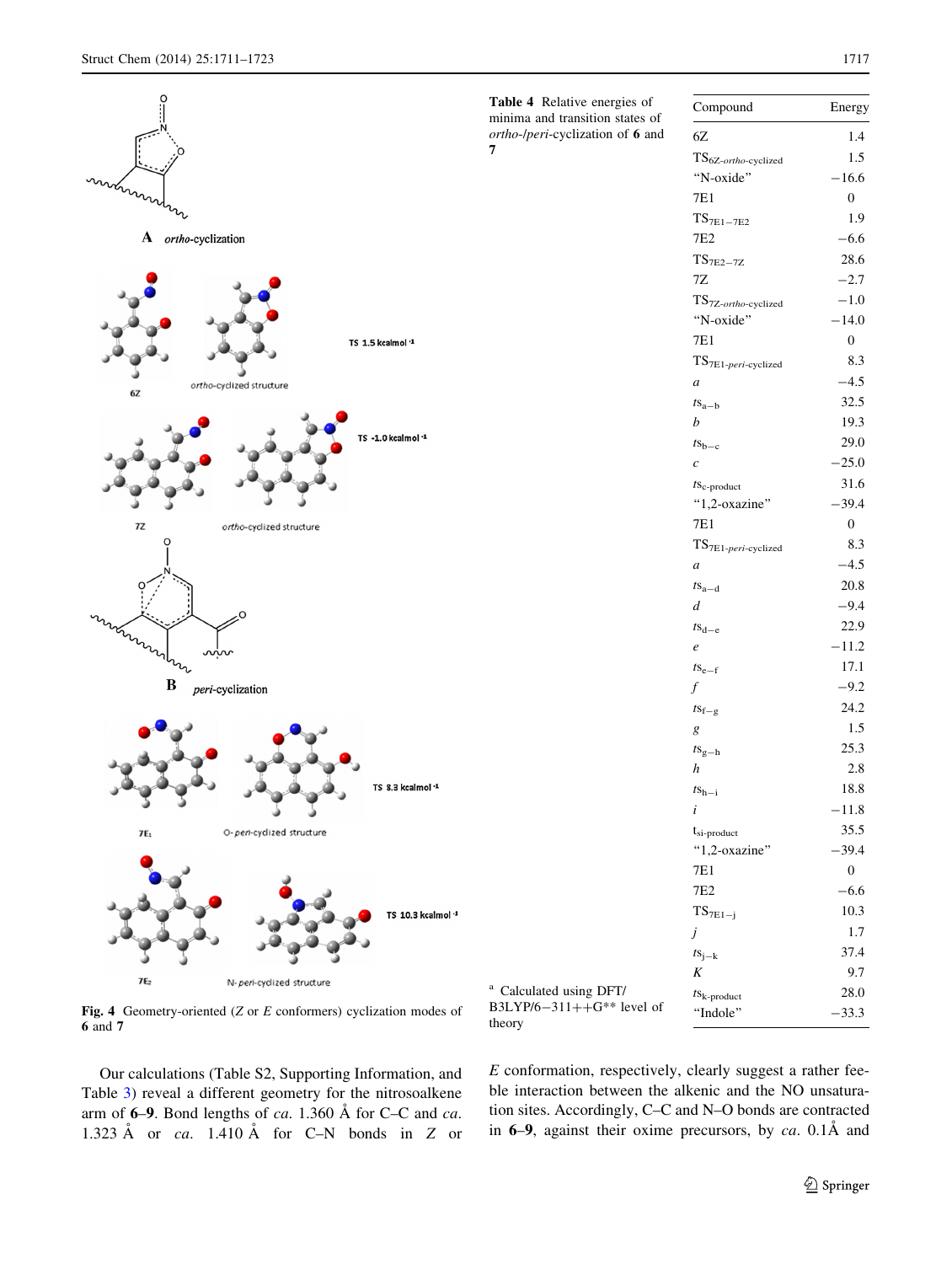Fig. 4 Geometry-oriented (*Z* or *E* conformers) cyclization modes of **6** and **7**

**Table 4** Relative energies of minima and transition states of *ortho-/peri*-cyclization of **6** and **7**

| Compound | Energy |
|---|---|
| 6Z | 1.4 |
| $TS_{6Z\text{-}ortho\text{-}cyclized}$ | 1.5 |
| "N-oxide" | −16.6 |
| 7E1 | 0 |
| $TS_{7E1-7E2}$ | 1.9 |
| 7E2 | −6.6 |
| $TS_{7E2-7Z}$ | 28.6 |
| 7Z | −2.7 |
| $TS_{7Z\text{-}ortho\text{-}cyclized}$ | −1.0 |
| "N-oxide" | −14.0 |
| 7E1 | 0 |
| $TS_{7E1\text{-}peri\text{-}cyclized}$ | 8.3 |
| *a* | −4.5 |
| $ts_{a-b}$ | 32.5 |
| *b* | 19.3 |
| $ts_{b-c}$ | 29.0 |
| *c* | −25.0 |
| $ts_{c\text{-}product}$ | 31.6 |
| "1,2-oxazine" | −39.4 |
| 7E1 | 0 |
| $TS_{7E1\text{-}peri\text{-}cyclized}$ | 8.3 |
| *a* | −4.5 |
| $ts_{a-d}$ | 20.8 |
| *d* | −9.4 |
| $ts_{d-e}$ | 22.9 |
| *e* | −11.2 |
| $ts_{e-f}$ | 17.1 |
| *f* | −9.2 |
| $ts_{f-g}$ | 24.2 |
| *g* | 1.5 |
| $ts_{g-h}$ | 25.3 |
| *h* | 2.8 |
| $ts_{h-i}$ | 18.8 |
| *i* | −11.8 |
| $t_{si\text{-}product}$ | 35.5 |
| "1,2-oxazine" | −39.4 |
| 7E1 | 0 |
| 7E2 | −6.6 |
| $TS_{7E1-j}$ | 10.3 |
| *j* | 1.7 |
| $ts_{j-k}$ | 37.4 |
| *K* | 9.7 |
| $ts_{k\text{-}product}$ | 28.0 |
| "Indole" | −33.3 |

[a] Calculated using DFT/B3LYP/6−311++G** level of theory

Our calculations (Table S2, Supporting Information, and Table 3) reveal a different geometry for the nitrosoalkene arm of **6**–**9**. Bond lengths of *ca.* 1.360 Å for C–C and *ca.* 1.323 Å or *ca.* 1.410 Å for C–N bonds in *Z* or *E* conformation, respectively, clearly suggest a rather feeble interaction between the alkenic and the NO unsaturation sites. Accordingly, C–C and N–O bonds are contracted in **6**–**9**, against their oxime precursors, by *ca.* 0.1Å and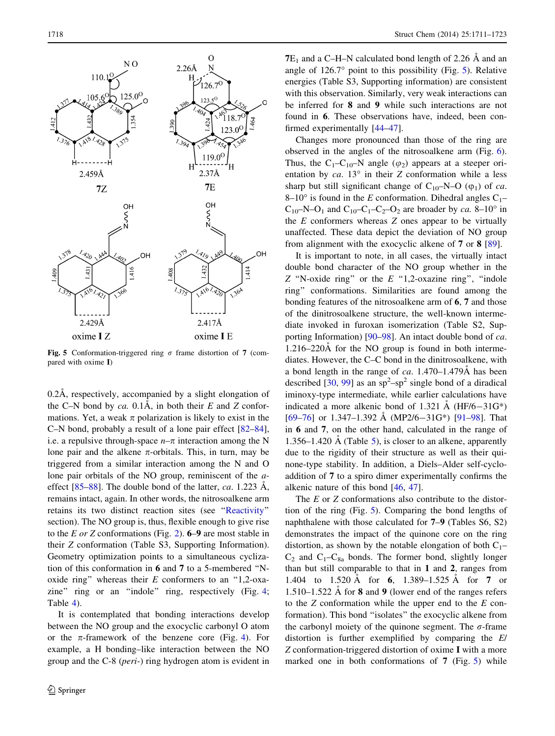Fig. 5 Conformation-triggered ring σ frame distortion of 7 (compared with oxime I)

0.2 Å, respectively, accompanied by a slight elongation of the C–N bond by *ca.* 0.1 Å, in both their *E* and *Z* conformations. Yet, a weak π polarization is likely to exist in the C–N bond, probably a result of a lone pair effect [82–84], i.e. a repulsive through-space *n*–π interaction among the N lone pair and the alkene π-orbitals. This, in turn, may be triggered from a similar interaction among the N and O lone pair orbitals of the NO group, reminiscent of the *a*-effect [85–88]. The double bond of the latter, *ca.* 1.223 Å, remains intact, again. In other words, the nitrosoalkene arm retains its two distinct reaction sites (see "Reactivity" section). The NO group is, thus, flexible enough to give rise to the *E or Z* conformations (Fig. 2). **6**–**9** are most stable in their *Z* conformation (Table S3, Supporting Information). Geometry optimization points to a simultaneous cyclization of this conformation in **6** and **7** to a 5-membered "N-oxide ring" whereas their *E* conformers to an "1,2-oxazine" ring or an "indole" ring, respectively (Fig. 4; Table 4).

It is contemplated that bonding interactions develop between the NO group and the exocyclic carbonyl O atom or the π-framework of the benzene core (Fig. 4). For example, a H bonding-like interaction between the NO group and the C-8 (*peri*-) ring hydrogen atom is evident in **7**E1 and a C–H–N calculated bond length of 2.26 Å and an angle of 126.7° point to this possibility (Fig. 5). Relative energies (Table S3, Supporting information) are consistent with this observation. Similarly, very weak interactions can be inferred for **8** and **9** while such interactions are not found in **6**. These observations have, indeed, been confirmed experimentally [44–47].

Changes more pronounced than those of the ring are observed in the angles of the nitrosoalkene arm (Fig. 6). Thus, the $C_1$–$C_{10}$–N angle ($\varphi_2$) appears at a steeper orientation by *ca.* 13° in their *Z* conformation while a less sharp but still significant change of $C_{10}$–N–O ($\varphi_1$) of *ca.* 8–10° is found in the *E* conformation. Dihedral angles $C_1$–$C_{10}$–N–$O_1$ and $C_{10}$–$C_1$–$C_2$–$O_2$ are broader by *ca.* 8–10° in the *E* conformers whereas *Z* ones appear to be virtually unaffected. These data depict the deviation of NO group from alignment with the exocyclic alkene of **7** or **8** [89].

It is important to note, in all cases, the virtually intact double bond character of the NO group whether in the *Z* "N-oxide ring" or the *E* "1,2-oxazine ring", "indole ring" conformations. Similarities are found among the bonding features of the nitrosoalkene arm of **6**, **7** and those of the dinitrosoalkene structure, the well-known intermediate invoked in furoxan isomerization (Table S2, Supporting Information) [90–98]. An intact double bond of *ca.* 1.216–220 Å for the NO group is found in both intermediates. However, the C–C bond in the dinitrosoalkene, with a bond length in the range of *ca.* 1.470–1.479 Å has been described [30, 99] as an $sp^2$–$sp^2$ single bond of a diradical iminoxy-type intermediate, while earlier calculations have indicated a more alkenic bond of 1.321 Å (HF/6−31G*) [69–76] or 1.347–1.392 Å (MP2/6−31G*) [91–98]. That in **6** and **7**, on the other hand, calculated in the range of 1.356–1.420 Å (Table 5), is closer to an alkene, apparently due to the rigidity of their structure as well as their quinone-type stability. In addition, a Diels–Alder self-cycloaddition of **7** to a spiro dimer experimentally confirms the alkenic nature of this bond [46, 47].

The *E* or *Z* conformations also contribute to the distortion of the ring (Fig. 5). Comparing the bond lengths of naphthalene with those calculated for **7**–**9** (Tables S6, S2) demonstrates the impact of the quinone core on the ring distortion, as shown by the notable elongation of both $C_1$–$C_2$ and $C_1$–$C_{8a}$ bonds. The former bond, slightly longer than but still comparable to that in **1** and **2**, ranges from 1.404 to 1.520 Å for **6**, 1.389–1.525 Å for **7** or 1.510–1.522 Å for **8** and **9** (lower end of the ranges refers to the *Z* conformation while the upper end to the *E* conformation). This bond "isolates" the exocyclic alkene from the carbonyl moiety of the quinone segment. The σ-frame distortion is further exemplified by comparing the *E*/*Z* conformation-triggered distortion of oxime **I** with a more marked one in both conformations of **7** (Fig. 5) while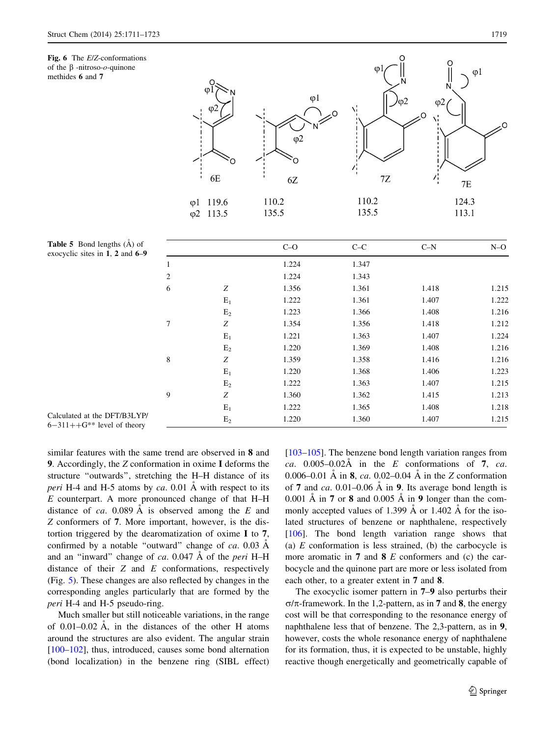**Fig. 6** The *E*/*Z*-conformations of the β -nitroso-*o*-quinone methides **6** and **7**

| | 6E | 6Z | 7Z | 7E |
|---|---|---|---|---|
| φ1 | 119.6 | 110.2 | 110.2 | 124.3 |
| φ2 | 113.5 | 135.5 | 135.5 | 113.1 |

**Table 5** Bond lengths (Å) of exocyclic sites in **1**, **2** and **6**–**9**

| | | C–O | C–C | C–N | N–O |
|---|---|---|---|---|---|
| 1 | | 1.224 | 1.347 | | |
| 2 | | 1.224 | 1.343 | | |
| 6 | *Z* | 1.356 | 1.361 | 1.418 | 1.215 |
| | $E_1$ | 1.222 | 1.361 | 1.407 | 1.222 |
| | $E_2$ | 1.223 | 1.366 | 1.408 | 1.216 |
| 7 | *Z* | 1.354 | 1.356 | 1.418 | 1.212 |
| | $E_1$ | 1.221 | 1.363 | 1.407 | 1.224 |
| | $E_2$ | 1.220 | 1.369 | 1.408 | 1.216 |
| 8 | *Z* | 1.359 | 1.358 | 1.416 | 1.216 |
| | $E_1$ | 1.220 | 1.368 | 1.406 | 1.223 |
| | $E_2$ | 1.222 | 1.363 | 1.407 | 1.215 |
| 9 | *Z* | 1.360 | 1.362 | 1.415 | 1.213 |
| | $E_1$ | 1.222 | 1.365 | 1.408 | 1.218 |
| | $E_2$ | 1.220 | 1.360 | 1.407 | 1.215 |

Calculated at the DFT/B3LYP/6−311++G** level of theory

similar features with the same trend are observed in **8** and **9**. Accordingly, the *Z* conformation in oxime **I** deforms the structure "outwards", stretching the H–H distance of its *peri* H-4 and H-5 atoms by *ca.* 0.01 Å with respect to its *E* counterpart. A more pronounced change of that H–H distance of *ca.* 0.089 Å is observed among the *E* and *Z* conformers of **7**. More important, however, is the distortion triggered by the dearomatization of oxime **I** to **7**, confirmed by a notable "outward" change of *ca.* 0.03 Å and an "inward" change of *ca.* 0.047 Å of the *peri* H–H distance of their *Z* and *E* conformations, respectively (Fig. 5). These changes are also reflected by changes in the corresponding angles particularly that are formed by the *peri* H-4 and H-5 pseudo-ring.

Much smaller but still noticeable variations, in the range of 0.01–0.02 Å, in the distances of the other H atoms around the structures are also evident. The angular strain [100–102], thus, introduced, causes some bond alternation (bond localization) in the benzene ring (SIBL effect) [103–105]. The benzene bond length variation ranges from *ca.* 0.005–0.02Å in the *E* conformations of **7**, *ca.* 0.006–0.01 Å in **8**, *ca.* 0.02–0.04 Å in the *Z* conformation of **7** and *ca.* 0.01–0.06 Å in **9**. Its average bond length is 0.001 Å in **7** or **8** and 0.005 Å in **9** longer than the commonly accepted values of 1.399 Å or 1.402 Å for the isolated structures of benzene or naphthalene, respectively [106]. The bond length variation range shows that (a) *E* conformation is less strained, (b) the carbocycle is more aromatic in **7** and **8** *E* conformers and (c) the carbocycle and the quinone part are more or less isolated from each other, to a greater extent in **7** and **8**.

The exocyclic isomer pattern in **7**–**9** also perturbs their σ/π-framework. In the 1,2-pattern, as in **7** and **8**, the energy cost will be that corresponding to the resonance energy of naphthalene less that of benzene. The 2,3-pattern, as in **9**, however, costs the whole resonance energy of naphthalene for its formation, thus, it is expected to be unstable, highly reactive though energetically and geometrically capable of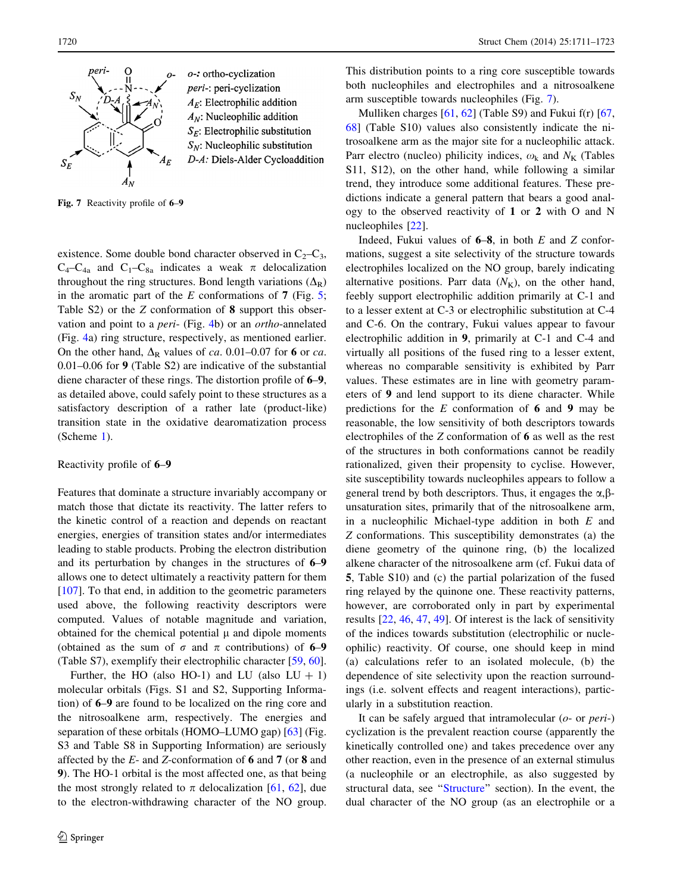*o-*: ortho-cyclization
*peri-*: peri-cyclization
$A_E$: Electrophilic addition
$A_N$: Nucleophilic addition
$S_E$: Electrophilic substitution
$S_N$: Nucleophilic substitution
*D-A*: Diels-Alder Cycloaddition

**Fig. 7** Reactivity profile of **6**–**9**

existence. Some double bond character observed in $C_2$–$C_3$, $C_4$–$C_{4a}$ and $C_1$–$C_{8a}$ indicates a weak $\pi$ delocalization throughout the ring structures. Bond length variations ($\Delta_R$) in the aromatic part of the *E* conformations of **7** (Fig. 5; Table S2) or the *Z* conformation of **8** support this observation and point to a *peri*- (Fig. 4b) or an *ortho*-annelated (Fig. 4a) ring structure, respectively, as mentioned earlier. On the other hand, $\Delta_R$ values of *ca.* 0.01–0.07 for **6** or *ca.* 0.01–0.06 for **9** (Table S2) are indicative of the substantial diene character of these rings. The distortion profile of **6**–**9**, as detailed above, could safely point to these structures as a satisfactory description of a rather late (product-like) transition state in the oxidative dearomatization process (Scheme 1).

## Reactivity profile of 6–9

Features that dominate a structure invariably accompany or match those that dictate its reactivity. The latter refers to the kinetic control of a reaction and depends on reactant energies, energies of transition states and/or intermediates leading to stable products. Probing the electron distribution and its perturbation by changes in the structures of **6**–**9** allows one to detect ultimately a reactivity pattern for them [107]. To that end, in addition to the geometric parameters used above, the following reactivity descriptors were computed. Values of notable magnitude and variation, obtained for the chemical potential μ and dipole moments (obtained as the sum of $\sigma$ and $\pi$ contributions) of **6**–**9** (Table S7), exemplify their electrophilic character [59, 60].

Further, the HO (also HO-1) and LU (also LU + 1) molecular orbitals (Figs. S1 and S2, Supporting Information) of **6**–**9** are found to be localized on the ring core and the nitrosoalkene arm, respectively. The energies and separation of these orbitals (HOMO–LUMO gap) [63] (Fig. S3 and Table S8 in Supporting Information) are seriously affected by the *E*- and *Z*-conformation of **6** and **7** (or **8** and **9**). The HO-1 orbital is the most affected one, as that being the most strongly related to $\pi$ delocalization [61, 62], due to the electron-withdrawing character of the NO group. This distribution points to a ring core susceptible towards both nucleophiles and electrophiles and a nitrosoalkene arm susceptible towards nucleophiles (Fig. 7).

Mulliken charges [61, 62] (Table S9) and Fukui f(r) [67, 68] (Table S10) values also consistently indicate the nitrosoalkene arm as the major site for a nucleophilic attack. Parr electro (nucleo) philicity indices, $\omega_k$ and $N_K$ (Tables S11, S12), on the other hand, while following a similar trend, they introduce some additional features. These predictions indicate a general pattern that bears a good analogy to the observed reactivity of **1** or **2** with O and N nucleophiles [22].

Indeed, Fukui values of **6**–**8**, in both *E* and *Z* conformations, suggest a site selectivity of the structure towards electrophiles localized on the NO group, barely indicating alternative positions. Parr data ($N_K$), on the other hand, feebly support electrophilic addition primarily at C-1 and to a lesser extent at C-3 or electrophilic substitution at C-4 and C-6. On the contrary, Fukui values appear to favour electrophilic addition in **9**, primarily at C-1 and C-4 and virtually all positions of the fused ring to a lesser extent, whereas no comparable sensitivity is exhibited by Parr values. These estimates are in line with geometry parameters of **9** and lend support to its diene character. While predictions for the *E* conformation of **6** and **9** may be reasonable, the low sensitivity of both descriptors towards electrophiles of the *Z* conformation of **6** as well as the rest of the structures in both conformations cannot be readily rationalized, given their propensity to cyclise. However, site susceptibility towards nucleophiles appears to follow a general trend by both descriptors. Thus, it engages the α,β-unsaturation sites, primarily that of the nitrosoalkene arm, in a nucleophilic Michael-type addition in both *E* and *Z* conformations. This susceptibility demonstrates (a) the diene geometry of the quinone ring, (b) the localized alkene character of the nitrosoalkene arm (cf. Fukui data of **5**, Table S10) and (c) the partial polarization of the fused ring relayed by the quinone one. These reactivity patterns, however, are corroborated only in part by experimental results [22, 46, 47, 49]. Of interest is the lack of sensitivity of the indices towards substitution (electrophilic or nucleophilic) reactivity. Of course, one should keep in mind (a) calculations refer to an isolated molecule, (b) the dependence of site selectivity upon the reaction surroundings (i.e. solvent effects and reagent interactions), particularly in a substitution reaction.

It can be safely argued that intramolecular (*o*- or *peri*-) cyclization is the prevalent reaction course (apparently the kinetically controlled one) and takes precedence over any other reaction, even in the presence of an external stimulus (a nucleophile or an electrophile, as also suggested by structural data, see "Structure" section). In the event, the dual character of the NO group (as an electrophile or a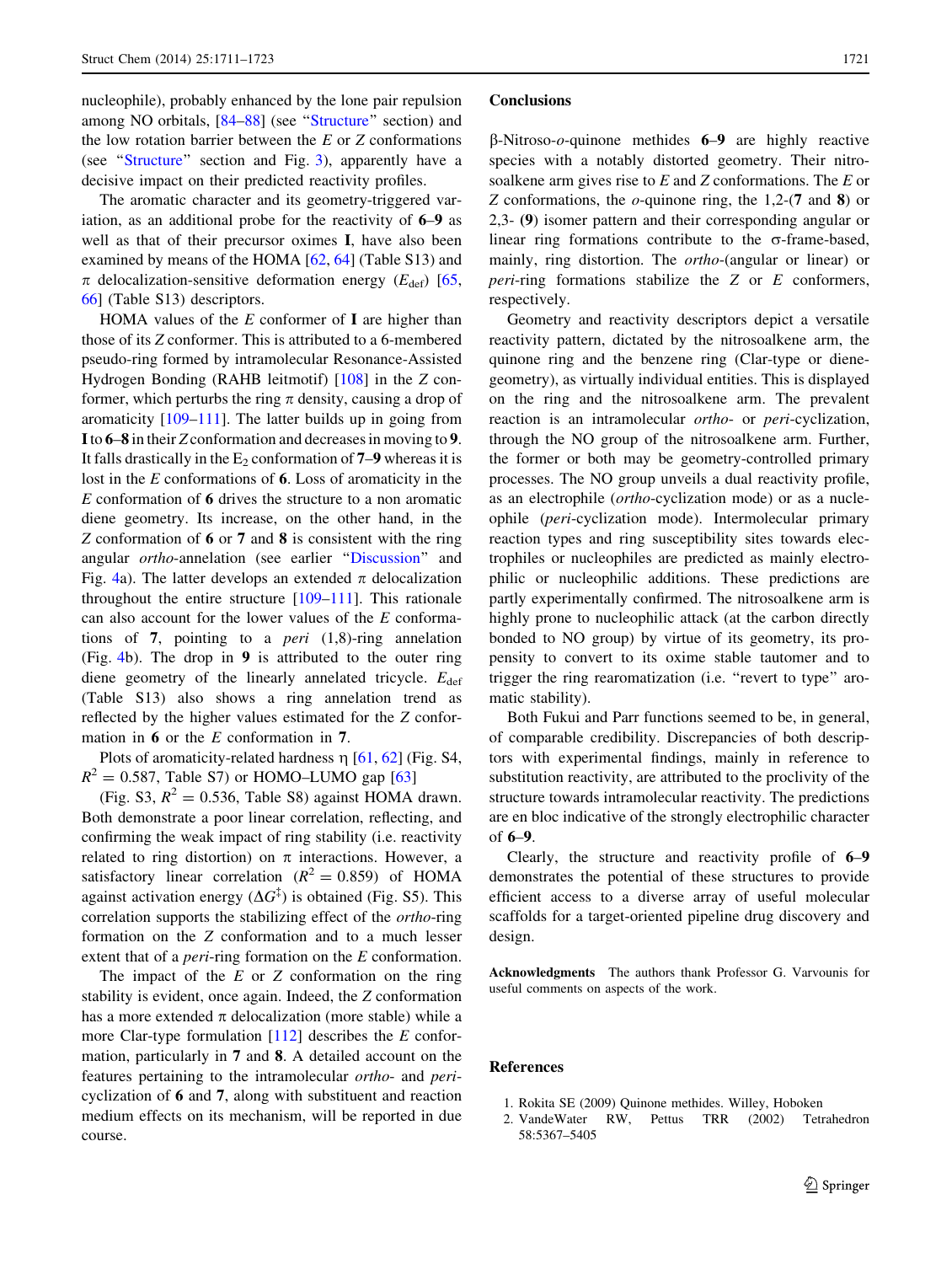nucleophile), probably enhanced by the lone pair repulsion among NO orbitals, [84–88] (see "Structure" section) and the low rotation barrier between the *E* or *Z* conformations (see "Structure" section and Fig. 3), apparently have a decisive impact on their predicted reactivity profiles.

The aromatic character and its geometry-triggered variation, as an additional probe for the reactivity of **6**–**9** as well as that of their precursor oximes **I**, have also been examined by means of the HOMA [62, 64] (Table S13) and π delocalization-sensitive deformation energy ($E_{def}$) [65, 66] (Table S13) descriptors.

HOMA values of the *E* conformer of **I** are higher than those of its *Z* conformer. This is attributed to a 6-membered pseudo-ring formed by intramolecular Resonance-Assisted Hydrogen Bonding (RAHB leitmotif) [108] in the *Z* conformer, which perturbs the ring π density, causing a drop of aromaticity [109–111]. The latter builds up in going from **I** to **6**–**8** in their *Z* conformation and decreases in moving to **9**. It falls drastically in the $E_2$ conformation of **7**–**9** whereas it is lost in the *E* conformations of **6**. Loss of aromaticity in the *E* conformation of **6** drives the structure to a non aromatic diene geometry. Its increase, on the other hand, in the *Z* conformation of **6** or **7** and **8** is consistent with the ring angular *ortho*-annelation (see earlier "Discussion" and Fig. 4a). The latter develops an extended π delocalization throughout the entire structure [109–111]. This rationale can also account for the lower values of the *E* conformations of **7**, pointing to a *peri* (1,8)-ring annelation (Fig. 4b). The drop in **9** is attributed to the outer ring diene geometry of the linearly annelated tricycle. $E_{def}$ (Table S13) also shows a ring annelation trend as reflected by the higher values estimated for the *Z* conformation in **6** or the *E* conformation in **7**.

Plots of aromaticity-related hardness η [61, 62] (Fig. S4, $R^2 = 0.587$, Table S7) or HOMO–LUMO gap [63] (Fig. S3, $R^2 = 0.536$, Table S8) against HOMA drawn. Both demonstrate a poor linear correlation, reflecting, and confirming the weak impact of ring stability (i.e. reactivity related to ring distortion) on π interactions. However, a satisfactory linear correlation ($R^2 = 0.859$) of HOMA against activation energy ($\Delta G^{\ddagger}$) is obtained (Fig. S5). This correlation supports the stabilizing effect of the *ortho*-ring formation on the *Z* conformation and to a much lesser extent that of a *peri*-ring formation on the *E* conformation.

The impact of the *E* or *Z* conformation on the ring stability is evident, once again. Indeed, the *Z* conformation has a more extended π delocalization (more stable) while a more Clar-type formulation [112] describes the *E* conformation, particularly in **7** and **8**. A detailed account on the features pertaining to the intramolecular *ortho*- and *peri*-cyclization of **6** and **7**, along with substituent and reaction medium effects on its mechanism, will be reported in due course.

## Conclusions

β-Nitroso-*o*-quinone methides **6**–**9** are highly reactive species with a notably distorted geometry. Their nitrosoalkene arm gives rise to *E* and *Z* conformations. The *E* or *Z* conformations, the *o*-quinone ring, the 1,2-(**7** and **8**) or 2,3- (**9**) isomer pattern and their corresponding angular or linear ring formations contribute to the σ-frame-based, mainly, ring distortion. The *ortho*-(angular or linear) or *peri*-ring formations stabilize the *Z* or *E* conformers, respectively.

Geometry and reactivity descriptors depict a versatile reactivity pattern, dictated by the nitrosoalkene arm, the quinone ring and the benzene ring (Clar-type or diene-geometry), as virtually individual entities. This is displayed on the ring and the nitrosoalkene arm. The prevalent reaction is an intramolecular *ortho*- or *peri*-cyclization, through the NO group of the nitrosoalkene arm. Further, the former or both may be geometry-controlled primary processes. The NO group unveils a dual reactivity profile, as an electrophile (*ortho*-cyclization mode) or as a nucleophile (*peri*-cyclization mode). Intermolecular primary reaction types and ring susceptibility sites towards electrophiles or nucleophiles are predicted as mainly electrophilic or nucleophilic additions. These predictions are partly experimentally confirmed. The nitrosoalkene arm is highly prone to nucleophilic attack (at the carbon directly bonded to NO group) by virtue of its geometry, its propensity to convert to its oxime stable tautomer and to trigger the ring rearomatization (i.e. "revert to type" aromatic stability).

Both Fukui and Parr functions seemed to be, in general, of comparable credibility. Discrepancies of both descriptors with experimental findings, mainly in reference to substitution reactivity, are attributed to the proclivity of the structure towards intramolecular reactivity. The predictions are en bloc indicative of the strongly electrophilic character of **6**–**9**.

Clearly, the structure and reactivity profile of **6**–**9** demonstrates the potential of these structures to provide efficient access to a diverse array of useful molecular scaffolds for a target-oriented pipeline drug discovery and design.

**Acknowledgments** The authors thank Professor G. Varvounis for useful comments on aspects of the work.

## References

1. Rokita SE (2009) Quinone methides. Wiley, Hoboken
2. VandeWater RW, Pettus TRR (2002) Tetrahedron 58:5367–5405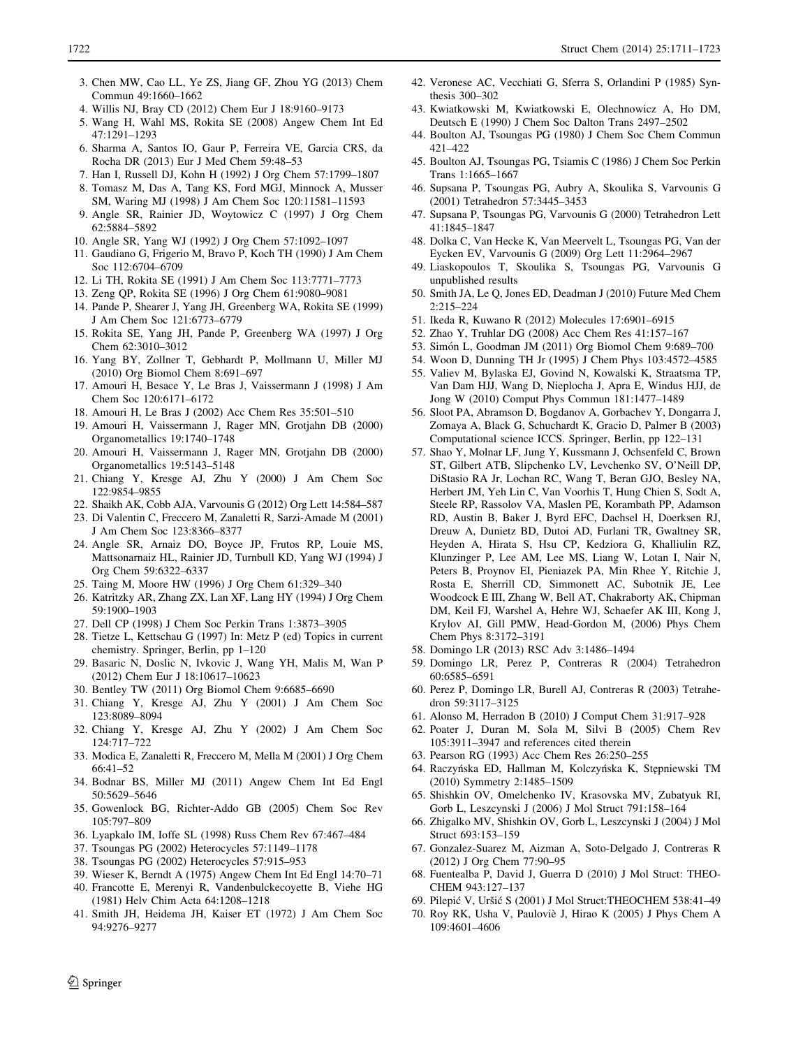3. Chen MW, Cao LL, Ye ZS, Jiang GF, Zhou YG (2013) Chem Commun 49:1660–1662
4. Willis NJ, Bray CD (2012) Chem Eur J 18:9160–9173
5. Wang H, Wahl MS, Rokita SE (2008) Angew Chem Int Ed 47:1291–1293
6. Sharma A, Santos IO, Gaur P, Ferreira VE, Garcia CRS, da Rocha DR (2013) Eur J Med Chem 59:48–53
7. Han I, Russell DJ, Kohn H (1992) J Org Chem 57:1799–1807
8. Tomasz M, Das A, Tang KS, Ford MGJ, Minnock A, Musser SM, Waring MJ (1998) J Am Chem Soc 120:11581–11593
9. Angle SR, Rainier JD, Woytowicz C (1997) J Org Chem 62:5884–5892
10. Angle SR, Yang WJ (1992) J Org Chem 57:1092–1097
11. Gaudiano G, Frigerio M, Bravo P, Koch TH (1990) J Am Chem Soc 112:6704–6709
12. Li TH, Rokita SE (1991) J Am Chem Soc 113:7771–7773
13. Zeng QP, Rokita SE (1996) J Org Chem 61:9080–9081
14. Pande P, Shearer J, Yang JH, Greenberg WA, Rokita SE (1999) J Am Chem Soc 121:6773–6779
15. Rokita SE, Yang JH, Pande P, Greenberg WA (1997) J Org Chem 62:3010–3012
16. Yang BY, Zollner T, Gebhardt P, Mollmann U, Miller MJ (2010) Org Biomol Chem 8:691–697
17. Amouri H, Besace Y, Le Bras J, Vaissermann J (1998) J Am Chem Soc 120:6171–6172
18. Amouri H, Le Bras J (2002) Acc Chem Res 35:501–510
19. Amouri H, Vaissermann J, Rager MN, Grotjahn DB (2000) Organometallics 19:1740–1748
20. Amouri H, Vaissermann J, Rager MN, Grotjahn DB (2000) Organometallics 19:5143–5148
21. Chiang Y, Kresge AJ, Zhu Y (2000) J Am Chem Soc 122:9854–9855
22. Shaikh AK, Cobb AJA, Varvounis G (2012) Org Lett 14:584–587
23. Di Valentin C, Freccero M, Zanaletti R, Sarzi-Amade M (2001) J Am Chem Soc 123:8366–8377
24. Angle SR, Arnaiz DO, Boyce JP, Frutos RP, Louie MS, Mattsonarnaiz HL, Rainier JD, Turnbull KD, Yang WJ (1994) J Org Chem 59:6322–6337
25. Taing M, Moore HW (1996) J Org Chem 61:329–340
26. Katritzky AR, Zhang ZX, Lan XF, Lang HY (1994) J Org Chem 59:1900–1903
27. Dell CP (1998) J Chem Soc Perkin Trans 1:3873–3905
28. Tietze L, Kettschau G (1997) In: Metz P (ed) Topics in current chemistry. Springer, Berlin, pp 1–120
29. Basaric N, Doslic N, Ivkovic J, Wang YH, Malis M, Wan P (2012) Chem Eur J 18:10617–10623
30. Bentley TW (2011) Org Biomol Chem 9:6685–6690
31. Chiang Y, Kresge AJ, Zhu Y (2001) J Am Chem Soc 123:8089–8094
32. Chiang Y, Kresge AJ, Zhu Y (2002) J Am Chem Soc 124:717–722
33. Modica E, Zanaletti R, Freccero M, Mella M (2001) J Org Chem 66:41–52
34. Bodnar BS, Miller MJ (2011) Angew Chem Int Ed Engl 50:5629–5646
35. Gowenlock BG, Richter-Addo GB (2005) Chem Soc Rev 105:797–809
36. Lyapkalo IM, Ioffe SL (1998) Russ Chem Rev 67:467–484
37. Tsoungas PG (2002) Heterocycles 57:1149–1178
38. Tsoungas PG (2002) Heterocycles 57:915–953
39. Wieser K, Berndt A (1975) Angew Chem Int Ed Engl 14:70–71
40. Francotte E, Merenyi R, Vandenbulckecoyette B, Viehe HG (1981) Helv Chim Acta 64:1208–1218
41. Smith JH, Heidema JH, Kaiser ET (1972) J Am Chem Soc 94:9276–9277
42. Veronese AC, Vecchiati G, Sferra S, Orlandini P (1985) Synthesis 300–302
43. Kwiatkowski M, Kwiatkowski E, Olechnowicz A, Ho DM, Deutsch E (1990) J Chem Soc Dalton Trans 2497–2502
44. Boulton AJ, Tsoungas PG (1980) J Chem Soc Chem Commun 421–422
45. Boulton AJ, Tsoungas PG, Tsiamis C (1986) J Chem Soc Perkin Trans 1:1665–1667
46. Supsana P, Tsoungas PG, Aubry A, Skoulika S, Varvounis G (2001) Tetrahedron 57:3445–3453
47. Supsana P, Tsoungas PG, Varvounis G (2000) Tetrahedron Lett 41:1845–1847
48. Dolka C, Van Hecke K, Van Meervelt L, Tsoungas PG, Van der Eycken EV, Varvounis G (2009) Org Lett 11:2964–2967
49. Liaskopoulos T, Skoulika S, Tsoungas PG, Varvounis G unpublished results
50. Smith JA, Le Q, Jones ED, Deadman J (2010) Future Med Chem 2:215–224
51. Ikeda R, Kuwano R (2012) Molecules 17:6901–6915
52. Zhao Y, Truhlar DG (2008) Acc Chem Res 41:157–167
53. Simón L, Goodman JM (2011) Org Biomol Chem 9:689–700
54. Woon D, Dunning TH Jr (1995) J Chem Phys 103:4572–4585
55. Valiev M, Bylaska EJ, Govind N, Kowalski K, Straatsma TP, Van Dam HJJ, Wang D, Nieplocha J, Apra E, Windus HJJ, de Jong W (2010) Comput Phys Commun 181:1477–1489
56. Sloot PA, Abramson D, Bogdanov A, Gorbachev Y, Dongarra J, Zomaya A, Black G, Schuchardt K, Gracio D, Palmer B (2003) Computational science ICCS. Springer, Berlin, pp 122–131
57. Shao Y, Molnar LF, Jung Y, Kussmann J, Ochsenfeld C, Brown ST, Gilbert ATB, Slipchenko LV, Levchenko SV, O'Neill DP, DiStasio RA Jr, Lochan RC, Wang T, Beran GJO, Besley NA, Herbert JM, Yeh Lin C, Van Voorhis T, Hung Chien S, Sodt A, Steele RP, Rassolov VA, Maslen PE, Korambath PP, Adamson RD, Austin B, Baker J, Byrd EFC, Dachsel H, Doerksen RJ, Dreuw A, Dunietz BD, Dutoi AD, Furlani TR, Gwaltney SR, Heyden A, Hirata S, Hsu CP, Kedziora G, Khalliulin RZ, Klunzinger P, Lee AM, Lee MS, Liang W, Lotan I, Nair N, Peters B, Proynov EI, Pieniazek PA, Min Rhee Y, Ritchie J, Rosta E, Sherrill CD, Simmonett AC, Subotnik JE, Lee Woodcock E III, Zhang W, Bell AT, Chakraborty AK, Chipman DM, Keil FJ, Warshel A, Hehre WJ, Schaefer AK III, Kong J, Krylov AI, Gill PMW, Head-Gordon M, (2006) Phys Chem Chem Phys 8:3172–3191
58. Domingo LR (2013) RSC Adv 3:1486–1494
59. Domingo LR, Perez P, Contreras R (2004) Tetrahedron 60:6585–6591
60. Perez P, Domingo LR, Burell AJ, Contreras R (2003) Tetrahedron 59:3117–3125
61. Alonso M, Herradon B (2010) J Comput Chem 31:917–928
62. Poater J, Duran M, Sola M, Silvi B (2005) Chem Rev 105:3911–3947 and references cited therein
63. Pearson RG (1993) Acc Chem Res 26:250–255
64. Raczyńska ED, Hallman M, Kolczyńska K, Stępniewski TM (2010) Symmetry 2:1485–1509
65. Shishkin OV, Omelchenko IV, Krasovska MV, Zubatyuk RI, Gorb L, Leszczynski J (2006) J Mol Struct 791:158–164
66. Zhigalko MV, Shishkin OV, Gorb L, Leszczynski J (2004) J Mol Struct 693:153–159
67. Gonzalez-Suarez M, Aizman A, Soto-Delgado J, Contreras R (2012) J Org Chem 77:90–95
68. Fuentealba P, David J, Guerra D (2010) J Mol Struct: THEOCHEM 943:127–137
69. Pilepić V, Uršić S (2001) J Mol Struct:THEOCHEM 538:41–49
70. Roy RK, Usha V, Paulovič J, Hirao K (2005) J Phys Chem A 109:4601–4606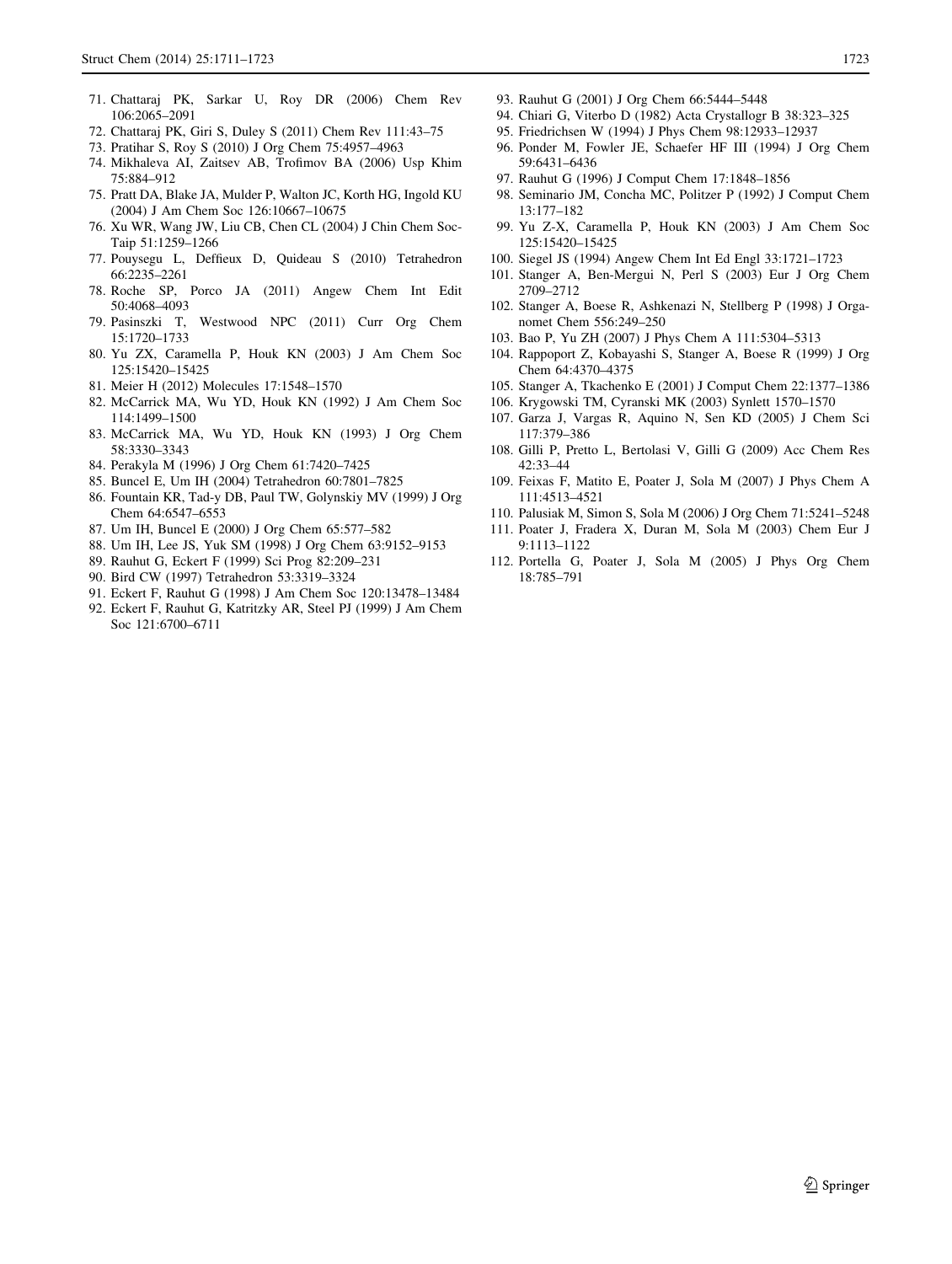71. Chattaraj PK, Sarkar U, Roy DR (2006) Chem Rev 106:2065–2091
72. Chattaraj PK, Giri S, Duley S (2011) Chem Rev 111:43–75
73. Pratihar S, Roy S (2010) J Org Chem 75:4957–4963
74. Mikhaleva AI, Zaitsev AB, Trofimov BA (2006) Usp Khim 75:884–912
75. Pratt DA, Blake JA, Mulder P, Walton JC, Korth HG, Ingold KU (2004) J Am Chem Soc 126:10667–10675
76. Xu WR, Wang JW, Liu CB, Chen CL (2004) J Chin Chem Soc-Taip 51:1259–1266
77. Pouysegu L, Deffieux D, Quideau S (2010) Tetrahedron 66:2235–2261
78. Roche SP, Porco JA (2011) Angew Chem Int Edit 50:4068–4093
79. Pasinszki T, Westwood NPC (2011) Curr Org Chem 15:1720–1733
80. Yu ZX, Caramella P, Houk KN (2003) J Am Chem Soc 125:15420–15425
81. Meier H (2012) Molecules 17:1548–1570
82. McCarrick MA, Wu YD, Houk KN (1992) J Am Chem Soc 114:1499–1500
83. McCarrick MA, Wu YD, Houk KN (1993) J Org Chem 58:3330–3343
84. Perakyla M (1996) J Org Chem 61:7420–7425
85. Buncel E, Um IH (2004) Tetrahedron 60:7801–7825
86. Fountain KR, Tad-y DB, Paul TW, Golynskiy MV (1999) J Org Chem 64:6547–6553
87. Um IH, Buncel E (2000) J Org Chem 65:577–582
88. Um IH, Lee JS, Yuk SM (1998) J Org Chem 63:9152–9153
89. Rauhut G, Eckert F (1999) Sci Prog 82:209–231
90. Bird CW (1997) Tetrahedron 53:3319–3324
91. Eckert F, Rauhut G (1998) J Am Chem Soc 120:13478–13484
92. Eckert F, Rauhut G, Katritzky AR, Steel PJ (1999) J Am Chem Soc 121:6700–6711
93. Rauhut G (2001) J Org Chem 66:5444–5448
94. Chiari G, Viterbo D (1982) Acta Crystallogr B 38:323–325
95. Friedrichsen W (1994) J Phys Chem 98:12933–12937
96. Ponder M, Fowler JE, Schaefer HF III (1994) J Org Chem 59:6431–6436
97. Rauhut G (1996) J Comput Chem 17:1848–1856
98. Seminario JM, Concha MC, Politzer P (1992) J Comput Chem 13:177–182
99. Yu Z-X, Caramella P, Houk KN (2003) J Am Chem Soc 125:15420–15425
100. Siegel JS (1994) Angew Chem Int Ed Engl 33:1721–1723
101. Stanger A, Ben-Mergui N, Perl S (2003) Eur J Org Chem 2709–2712
102. Stanger A, Boese R, Ashkenazi N, Stellberg P (1998) J Organomet Chem 556:249–250
103. Bao P, Yu ZH (2007) J Phys Chem A 111:5304–5313
104. Rappoport Z, Kobayashi S, Stanger A, Boese R (1999) J Org Chem 64:4370–4375
105. Stanger A, Tkachenko E (2001) J Comput Chem 22:1377–1386
106. Krygowski TM, Cyranski MK (2003) Synlett 1570–1570
107. Garza J, Vargas R, Aquino N, Sen KD (2005) J Chem Sci 117:379–386
108. Gilli P, Pretto L, Bertolasi V, Gilli G (2009) Acc Chem Res 42:33–44
109. Feixas F, Matito E, Poater J, Sola M (2007) J Phys Chem A 111:4513–4521
110. Palusiak M, Simon S, Sola M (2006) J Org Chem 71:5241–5248
111. Poater J, Fradera X, Duran M, Sola M (2003) Chem Eur J 9:1113–1122
112. Portella G, Poater J, Sola M (2005) J Phys Org Chem 18:785–791